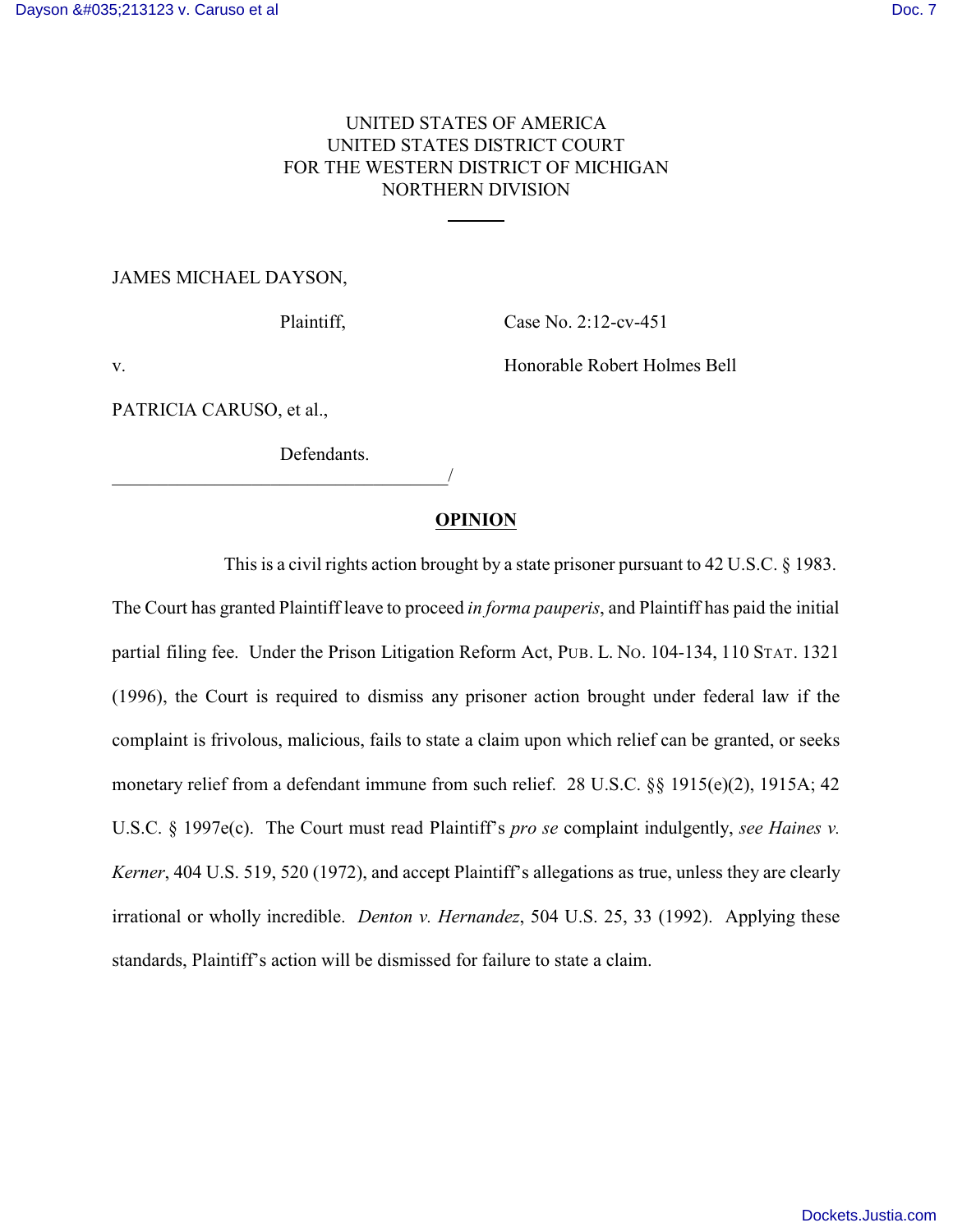UNITED STATES OF AMERICA
UNITED STATES DISTRICT COURT
FOR THE WESTERN DISTRICT OF MICHIGAN
NORTHERN DIVISION

JAMES MICHAEL DAYSON,

Plaintiff, Case No. 2:12-cv-451

v. Honorable Robert Holmes Bell

PATRICIA CARUSO, et al.,

Defendants.
____________________________________/

**OPINION**

This is a civil rights action brought by a state prisoner pursuant to 42 U.S.C. § 1983. The Court has granted Plaintiff leave to proceed *in forma pauperis*, and Plaintiff has paid the initial partial filing fee. Under the Prison Litigation Reform Act, PUB. L. NO. 104-134, 110 STAT. 1321 (1996), the Court is required to dismiss any prisoner action brought under federal law if the complaint is frivolous, malicious, fails to state a claim upon which relief can be granted, or seeks monetary relief from a defendant immune from such relief. 28 U.S.C. §§ 1915(e)(2), 1915A; 42 U.S.C. § 1997e(c). The Court must read Plaintiff's *pro se* complaint indulgently, *see Haines v. Kerner*, 404 U.S. 519, 520 (1972), and accept Plaintiff's allegations as true, unless they are clearly irrational or wholly incredible. *Denton v. Hernandez*, 504 U.S. 25, 33 (1992). Applying these standards, Plaintiff's action will be dismissed for failure to state a claim.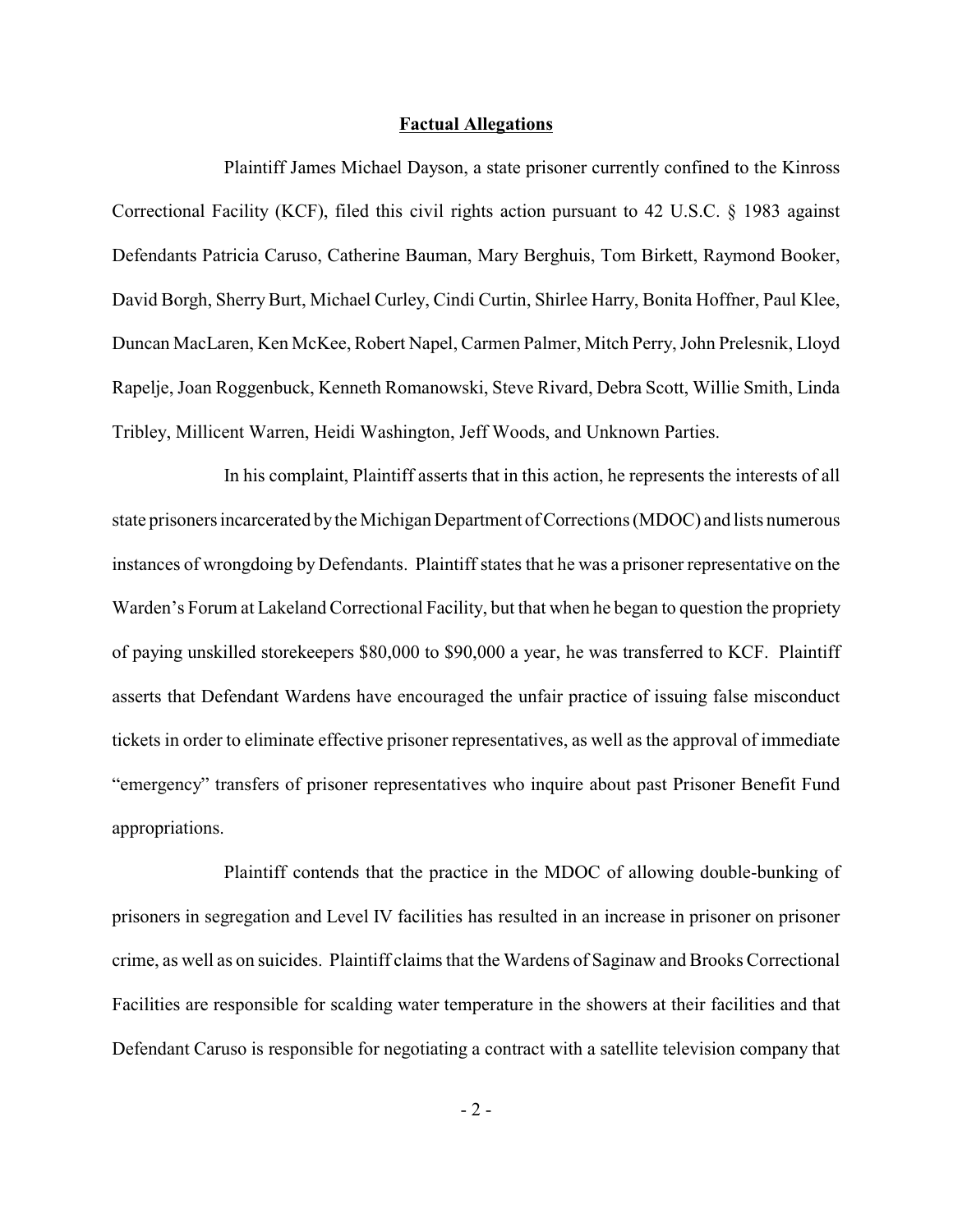## Factual Allegations

Plaintiff James Michael Dayson, a state prisoner currently confined to the Kinross Correctional Facility (KCF), filed this civil rights action pursuant to 42 U.S.C. § 1983 against Defendants Patricia Caruso, Catherine Bauman, Mary Berghuis, Tom Birkett, Raymond Booker, David Borgh, Sherry Burt, Michael Curley, Cindi Curtin, Shirlee Harry, Bonita Hoffner, Paul Klee, Duncan MacLaren, Ken McKee, Robert Napel, Carmen Palmer, Mitch Perry, John Prelesnik, Lloyd Rapelje, Joan Roggenbuck, Kenneth Romanowski, Steve Rivard, Debra Scott, Willie Smith, Linda Tribley, Millicent Warren, Heidi Washington, Jeff Woods, and Unknown Parties.

In his complaint, Plaintiff asserts that in this action, he represents the interests of all state prisoners incarcerated by the Michigan Department of Corrections (MDOC) and lists numerous instances of wrongdoing by Defendants. Plaintiff states that he was a prisoner representative on the Warden's Forum at Lakeland Correctional Facility, but that when he began to question the propriety of paying unskilled storekeepers $80,000 to $90,000 a year, he was transferred to KCF. Plaintiff asserts that Defendant Wardens have encouraged the unfair practice of issuing false misconduct tickets in order to eliminate effective prisoner representatives, as well as the approval of immediate "emergency" transfers of prisoner representatives who inquire about past Prisoner Benefit Fund appropriations.

Plaintiff contends that the practice in the MDOC of allowing double-bunking of prisoners in segregation and Level IV facilities has resulted in an increase in prisoner on prisoner crime, as well as on suicides. Plaintiff claims that the Wardens of Saginaw and Brooks Correctional Facilities are responsible for scalding water temperature in the showers at their facilities and that Defendant Caruso is responsible for negotiating a contract with a satellite television company that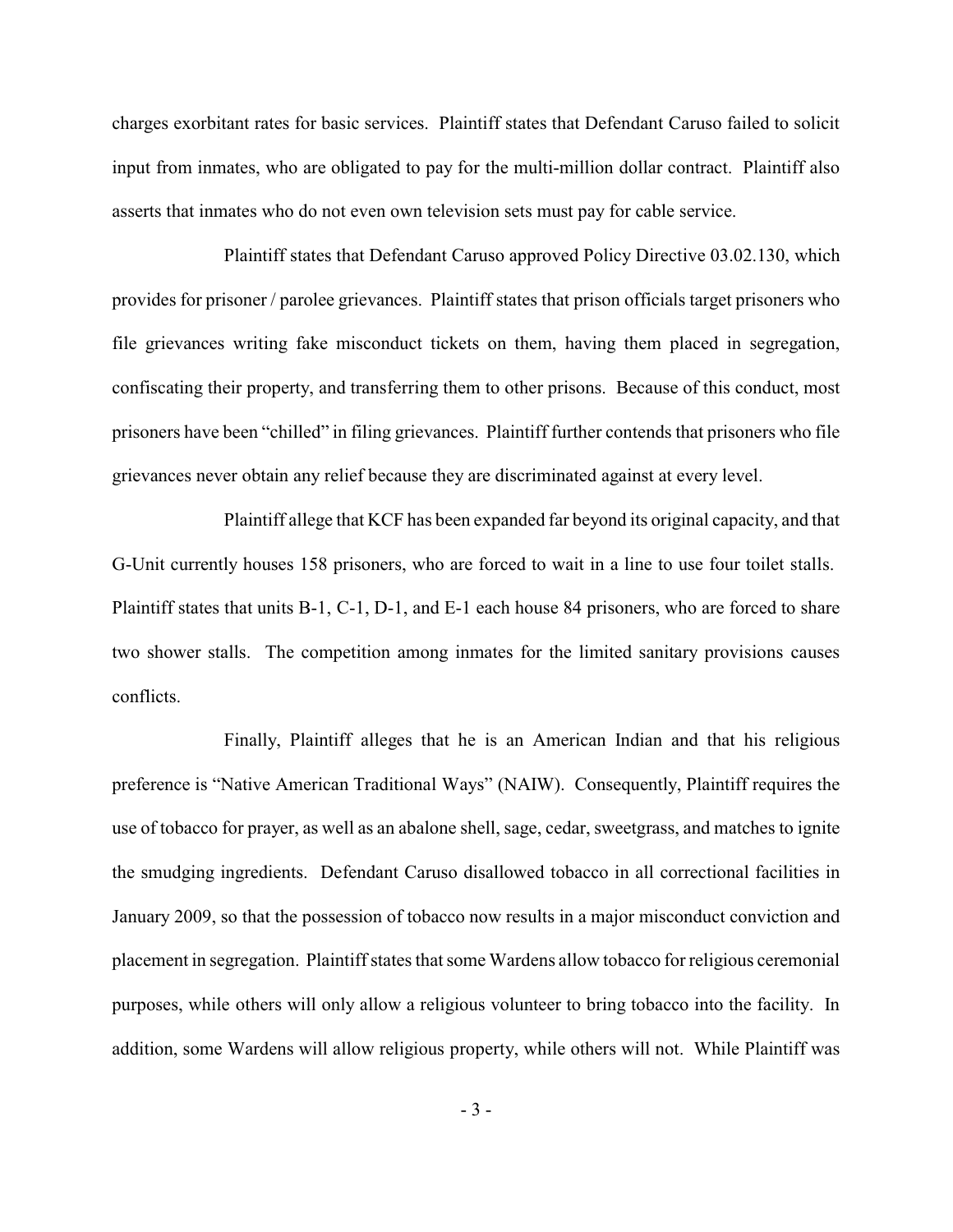charges exorbitant rates for basic services. Plaintiff states that Defendant Caruso failed to solicit input from inmates, who are obligated to pay for the multi-million dollar contract. Plaintiff also asserts that inmates who do not even own television sets must pay for cable service.

Plaintiff states that Defendant Caruso approved Policy Directive 03.02.130, which provides for prisoner / parolee grievances. Plaintiff states that prison officials target prisoners who file grievances writing fake misconduct tickets on them, having them placed in segregation, confiscating their property, and transferring them to other prisons. Because of this conduct, most prisoners have been "chilled" in filing grievances. Plaintiff further contends that prisoners who file grievances never obtain any relief because they are discriminated against at every level.

Plaintiff allege that KCF has been expanded far beyond its original capacity, and that G-Unit currently houses 158 prisoners, who are forced to wait in a line to use four toilet stalls. Plaintiff states that units B-1, C-1, D-1, and E-1 each house 84 prisoners, who are forced to share two shower stalls. The competition among inmates for the limited sanitary provisions causes conflicts.

Finally, Plaintiff alleges that he is an American Indian and that his religious preference is "Native American Traditional Ways" (NAIW). Consequently, Plaintiff requires the use of tobacco for prayer, as well as an abalone shell, sage, cedar, sweetgrass, and matches to ignite the smudging ingredients. Defendant Caruso disallowed tobacco in all correctional facilities in January 2009, so that the possession of tobacco now results in a major misconduct conviction and placement in segregation. Plaintiff states that some Wardens allow tobacco for religious ceremonial purposes, while others will only allow a religious volunteer to bring tobacco into the facility. In addition, some Wardens will allow religious property, while others will not. While Plaintiff was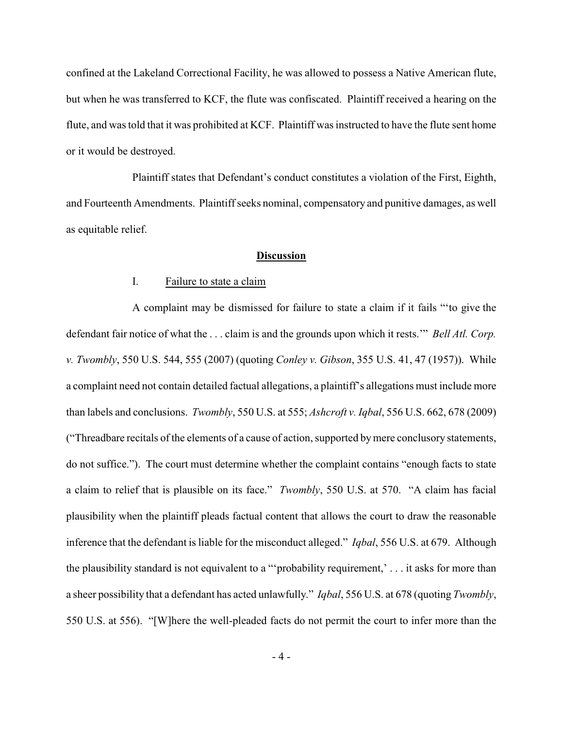confined at the Lakeland Correctional Facility, he was allowed to possess a Native American flute, but when he was transferred to KCF, the flute was confiscated. Plaintiff received a hearing on the flute, and was told that it was prohibited at KCF. Plaintiff was instructed to have the flute sent home or it would be destroyed.

Plaintiff states that Defendant's conduct constitutes a violation of the First, Eighth, and Fourteenth Amendments. Plaintiff seeks nominal, compensatory and punitive damages, as well as equitable relief.

## **Discussion**

### I. Failure to state a claim

A complaint may be dismissed for failure to state a claim if it fails "'to give the defendant fair notice of what the . . . claim is and the grounds upon which it rests.'" *Bell Atl. Corp. v. Twombly*, 550 U.S. 544, 555 (2007) (quoting *Conley v. Gibson*, 355 U.S. 41, 47 (1957)). While a complaint need not contain detailed factual allegations, a plaintiff's allegations must include more than labels and conclusions. *Twombly*, 550 U.S. at 555; *Ashcroft v. Iqbal*, 556 U.S. 662, 678 (2009) ("Threadbare recitals of the elements of a cause of action, supported by mere conclusory statements, do not suffice."). The court must determine whether the complaint contains "enough facts to state a claim to relief that is plausible on its face." *Twombly*, 550 U.S. at 570. "A claim has facial plausibility when the plaintiff pleads factual content that allows the court to draw the reasonable inference that the defendant is liable for the misconduct alleged." *Iqbal*, 556 U.S. at 679. Although the plausibility standard is not equivalent to a "'probability requirement,' . . . it asks for more than a sheer possibility that a defendant has acted unlawfully." *Iqbal*, 556 U.S. at 678 (quoting *Twombly*, 550 U.S. at 556). "[W]here the well-pleaded facts do not permit the court to infer more than the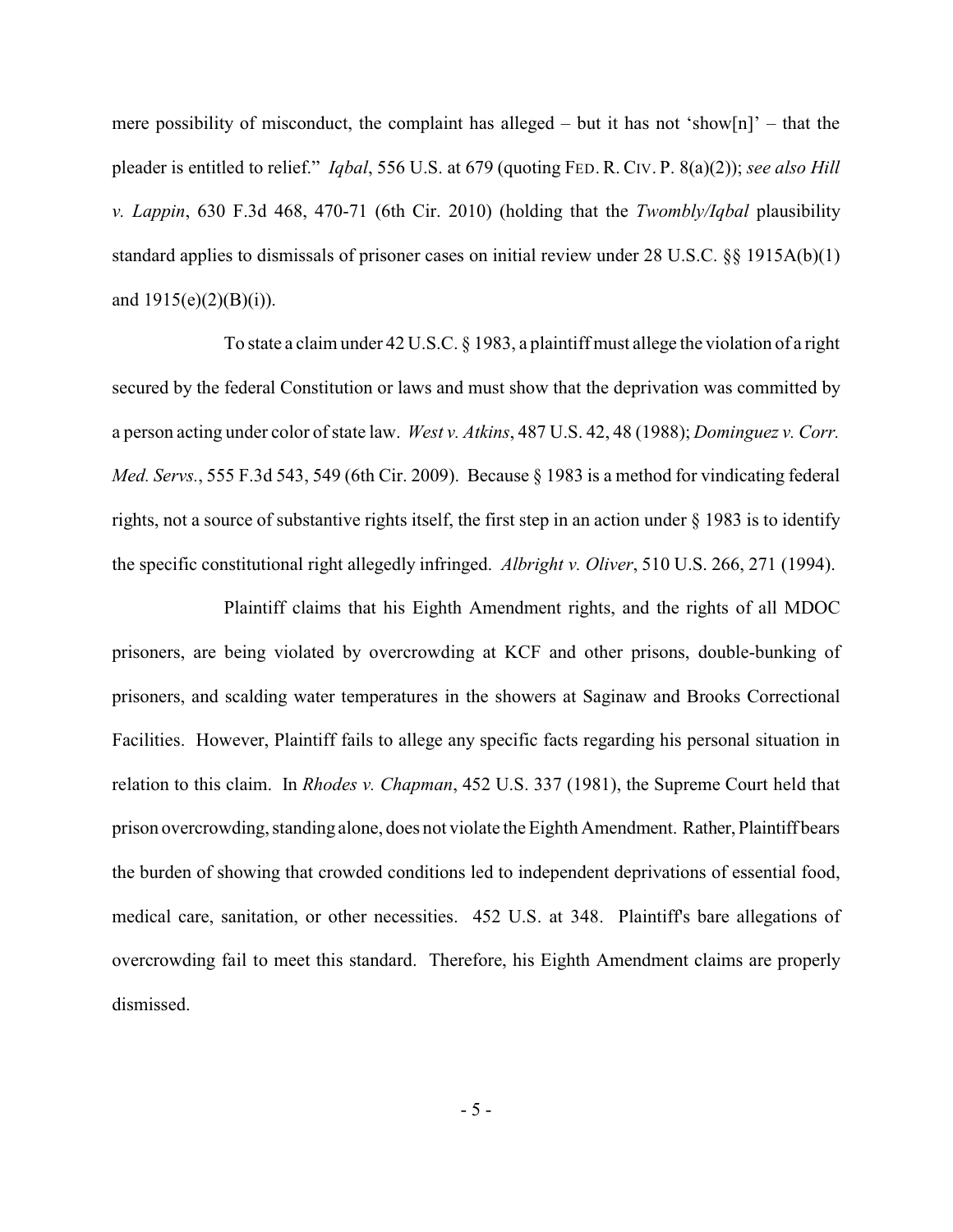mere possibility of misconduct, the complaint has alleged – but it has not 'show[n]' – that the pleader is entitled to relief." *Iqbal*, 556 U.S. at 679 (quoting FED. R. CIV. P. 8(a)(2)); *see also Hill v. Lappin*, 630 F.3d 468, 470-71 (6th Cir. 2010) (holding that the *Twombly/Iqbal* plausibility standard applies to dismissals of prisoner cases on initial review under 28 U.S.C. §§ 1915A(b)(1) and 1915(e)(2)(B)(i)).

To state a claim under 42 U.S.C. § 1983, a plaintiff must allege the violation of a right secured by the federal Constitution or laws and must show that the deprivation was committed by a person acting under color of state law. *West v. Atkins*, 487 U.S. 42, 48 (1988); *Dominguez v. Corr. Med. Servs.*, 555 F.3d 543, 549 (6th Cir. 2009). Because § 1983 is a method for vindicating federal rights, not a source of substantive rights itself, the first step in an action under § 1983 is to identify the specific constitutional right allegedly infringed. *Albright v. Oliver*, 510 U.S. 266, 271 (1994).

Plaintiff claims that his Eighth Amendment rights, and the rights of all MDOC prisoners, are being violated by overcrowding at KCF and other prisons, double-bunking of prisoners, and scalding water temperatures in the showers at Saginaw and Brooks Correctional Facilities. However, Plaintiff fails to allege any specific facts regarding his personal situation in relation to this claim. In *Rhodes v. Chapman*, 452 U.S. 337 (1981), the Supreme Court held that prison overcrowding, standing alone, does not violate the Eighth Amendment. Rather, Plaintiff bears the burden of showing that crowded conditions led to independent deprivations of essential food, medical care, sanitation, or other necessities. 452 U.S. at 348. Plaintiff's bare allegations of overcrowding fail to meet this standard. Therefore, his Eighth Amendment claims are properly dismissed.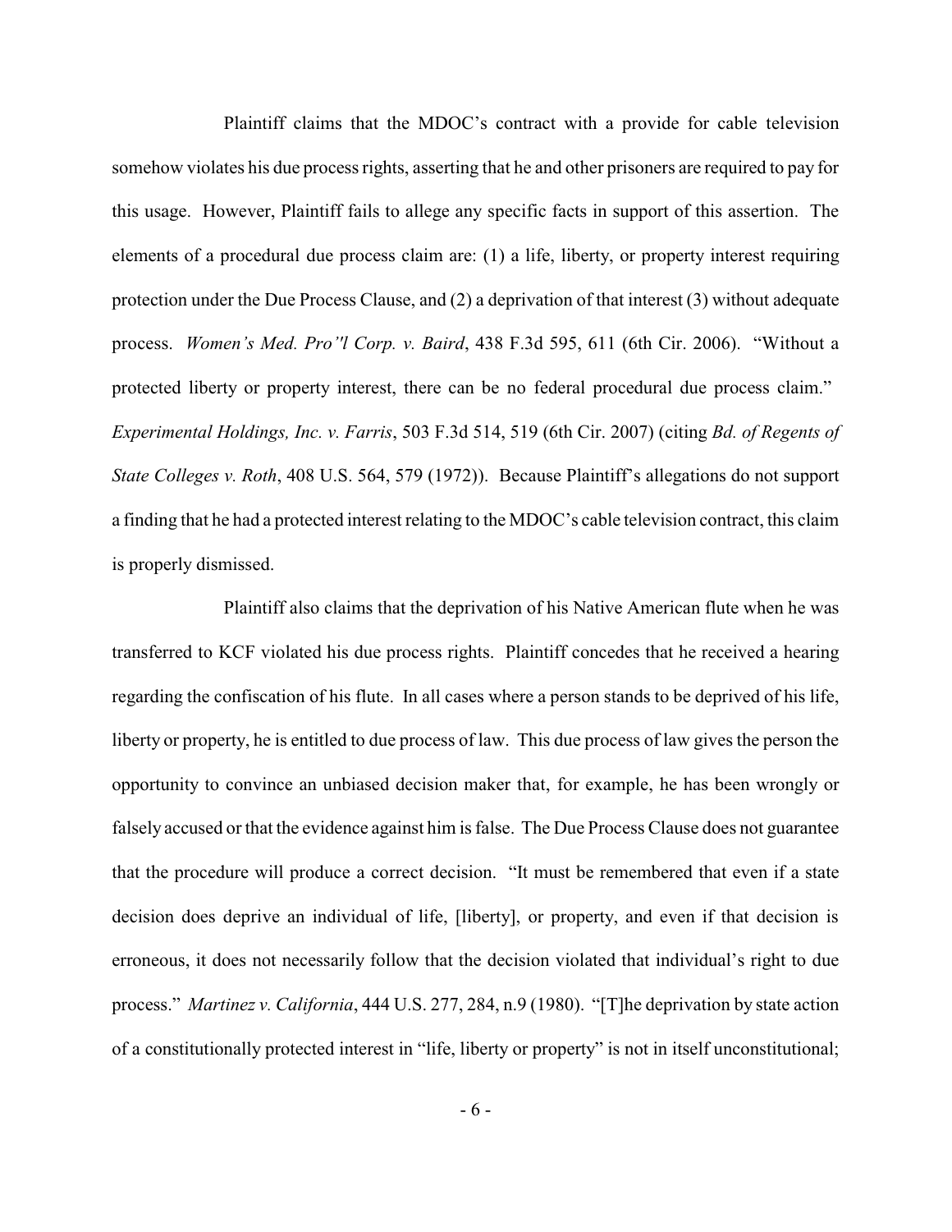Plaintiff claims that the MDOC's contract with a provide for cable television somehow violates his due process rights, asserting that he and other prisoners are required to pay for this usage. However, Plaintiff fails to allege any specific facts in support of this assertion. The elements of a procedural due process claim are: (1) a life, liberty, or property interest requiring protection under the Due Process Clause, and (2) a deprivation of that interest (3) without adequate process. *Women's Med. Pro"l Corp. v. Baird*, 438 F.3d 595, 611 (6th Cir. 2006). "Without a protected liberty or property interest, there can be no federal procedural due process claim." *Experimental Holdings, Inc. v. Farris*, 503 F.3d 514, 519 (6th Cir. 2007) (citing *Bd. of Regents of State Colleges v. Roth*, 408 U.S. 564, 579 (1972)). Because Plaintiff's allegations do not support a finding that he had a protected interest relating to the MDOC's cable television contract, this claim is properly dismissed.

Plaintiff also claims that the deprivation of his Native American flute when he was transferred to KCF violated his due process rights. Plaintiff concedes that he received a hearing regarding the confiscation of his flute. In all cases where a person stands to be deprived of his life, liberty or property, he is entitled to due process of law. This due process of law gives the person the opportunity to convince an unbiased decision maker that, for example, he has been wrongly or falsely accused or that the evidence against him is false. The Due Process Clause does not guarantee that the procedure will produce a correct decision. "It must be remembered that even if a state decision does deprive an individual of life, [liberty], or property, and even if that decision is erroneous, it does not necessarily follow that the decision violated that individual's right to due process." *Martinez v. California*, 444 U.S. 277, 284, n.9 (1980). "[T]he deprivation by state action of a constitutionally protected interest in "life, liberty or property" is not in itself unconstitutional;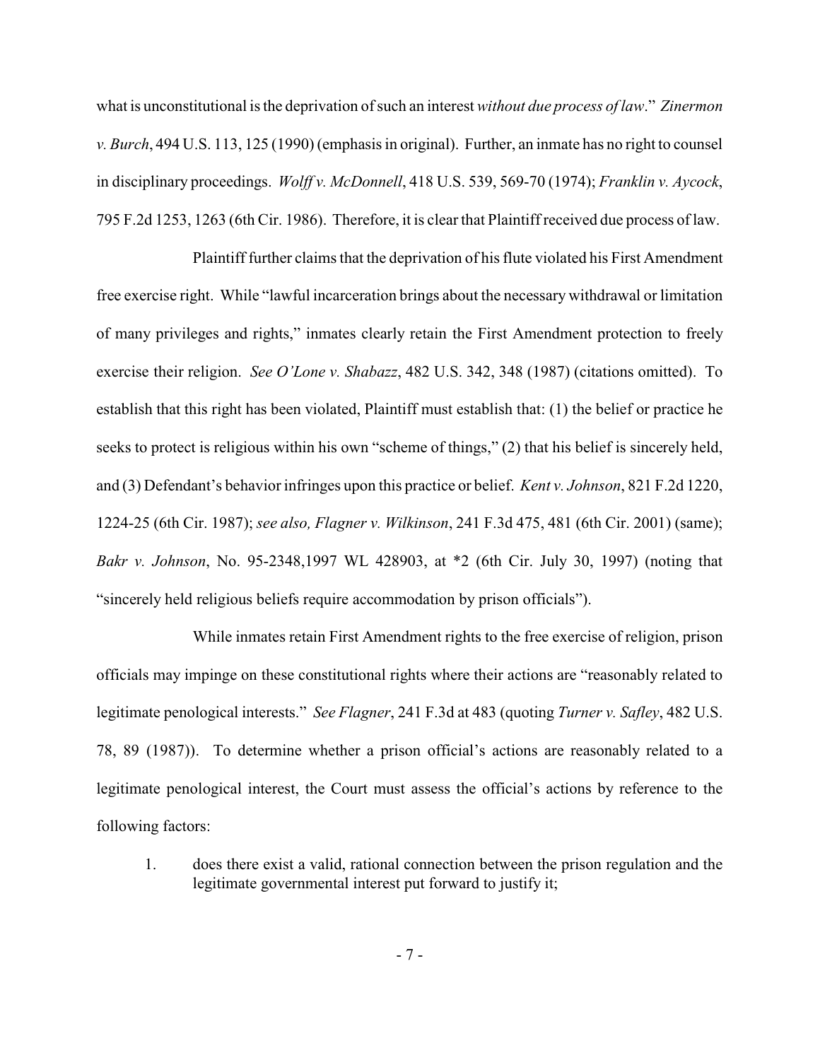what is unconstitutional is the deprivation of such an interest *without due process of law*." *Zinermon v. Burch*, 494 U.S. 113, 125 (1990) (emphasis in original). Further, an inmate has no right to counsel in disciplinary proceedings. *Wolff v. McDonnell*, 418 U.S. 539, 569-70 (1974); *Franklin v. Aycock*, 795 F.2d 1253, 1263 (6th Cir. 1986). Therefore, it is clear that Plaintiff received due process of law.

Plaintiff further claims that the deprivation of his flute violated his First Amendment free exercise right. While "lawful incarceration brings about the necessary withdrawal or limitation of many privileges and rights," inmates clearly retain the First Amendment protection to freely exercise their religion. *See O'Lone v. Shabazz*, 482 U.S. 342, 348 (1987) (citations omitted). To establish that this right has been violated, Plaintiff must establish that: (1) the belief or practice he seeks to protect is religious within his own "scheme of things," (2) that his belief is sincerely held, and (3) Defendant's behavior infringes upon this practice or belief. *Kent v. Johnson*, 821 F.2d 1220, 1224-25 (6th Cir. 1987); *see also, Flagner v. Wilkinson*, 241 F.3d 475, 481 (6th Cir. 2001) (same); *Bakr v. Johnson*, No. 95-2348,1997 WL 428903, at *2 (6th Cir. July 30, 1997) (noting that "sincerely held religious beliefs require accommodation by prison officials").

While inmates retain First Amendment rights to the free exercise of religion, prison officials may impinge on these constitutional rights where their actions are "reasonably related to legitimate penological interests." *See Flagner*, 241 F.3d at 483 (quoting *Turner v. Safley*, 482 U.S. 78, 89 (1987)). To determine whether a prison official's actions are reasonably related to a legitimate penological interest, the Court must assess the official's actions by reference to the following factors:

1. does there exist a valid, rational connection between the prison regulation and the legitimate governmental interest put forward to justify it;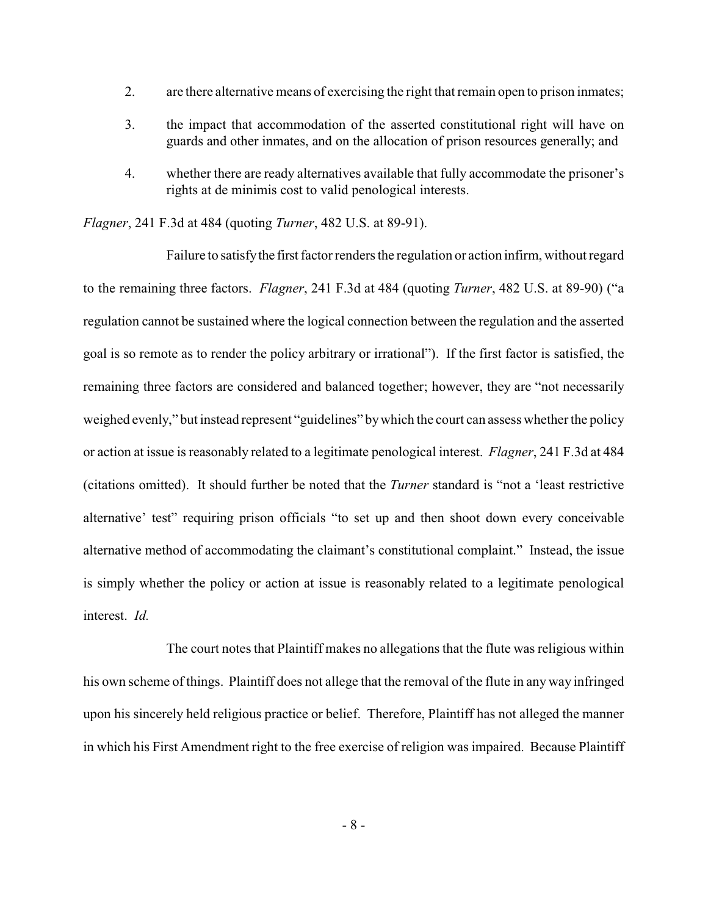2. are there alternative means of exercising the right that remain open to prison inmates;
3. the impact that accommodation of the asserted constitutional right will have on guards and other inmates, and on the allocation of prison resources generally; and
4. whether there are ready alternatives available that fully accommodate the prisoner's rights at de minimis cost to valid penological interests.

*Flagner*, 241 F.3d at 484 (quoting *Turner*, 482 U.S. at 89-91).

Failure to satisfy the first factor renders the regulation or action infirm, without regard to the remaining three factors. *Flagner*, 241 F.3d at 484 (quoting *Turner*, 482 U.S. at 89-90) ("a regulation cannot be sustained where the logical connection between the regulation and the asserted goal is so remote as to render the policy arbitrary or irrational"). If the first factor is satisfied, the remaining three factors are considered and balanced together; however, they are "not necessarily weighed evenly," but instead represent "guidelines" by which the court can assess whether the policy or action at issue is reasonably related to a legitimate penological interest. *Flagner*, 241 F.3d at 484 (citations omitted). It should further be noted that the *Turner* standard is "not a 'least restrictive alternative' test" requiring prison officials "to set up and then shoot down every conceivable alternative method of accommodating the claimant's constitutional complaint." Instead, the issue is simply whether the policy or action at issue is reasonably related to a legitimate penological interest. *Id.*

The court notes that Plaintiff makes no allegations that the flute was religious within his own scheme of things. Plaintiff does not allege that the removal of the flute in any way infringed upon his sincerely held religious practice or belief. Therefore, Plaintiff has not alleged the manner in which his First Amendment right to the free exercise of religion was impaired. Because Plaintiff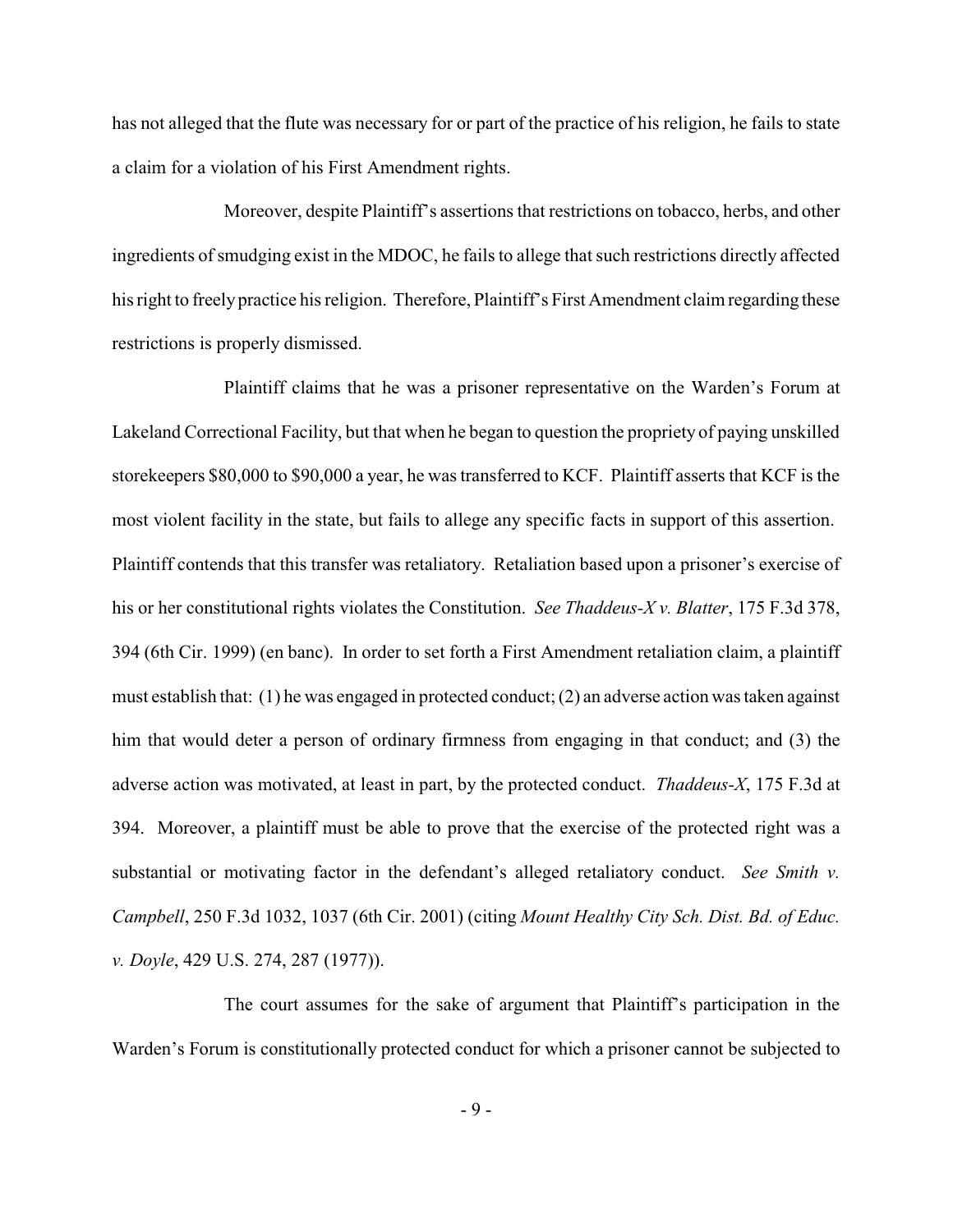has not alleged that the flute was necessary for or part of the practice of his religion, he fails to state a claim for a violation of his First Amendment rights.

Moreover, despite Plaintiff's assertions that restrictions on tobacco, herbs, and other ingredients of smudging exist in the MDOC, he fails to allege that such restrictions directly affected his right to freely practice his religion. Therefore, Plaintiff's First Amendment claim regarding these restrictions is properly dismissed.

Plaintiff claims that he was a prisoner representative on the Warden's Forum at Lakeland Correctional Facility, but that when he began to question the propriety of paying unskilled storekeepers $80,000 to $90,000 a year, he was transferred to KCF. Plaintiff asserts that KCF is the most violent facility in the state, but fails to allege any specific facts in support of this assertion. Plaintiff contends that this transfer was retaliatory. Retaliation based upon a prisoner's exercise of his or her constitutional rights violates the Constitution. *See Thaddeus-X v. Blatter*, 175 F.3d 378, 394 (6th Cir. 1999) (en banc). In order to set forth a First Amendment retaliation claim, a plaintiff must establish that: (1) he was engaged in protected conduct; (2) an adverse action was taken against him that would deter a person of ordinary firmness from engaging in that conduct; and (3) the adverse action was motivated, at least in part, by the protected conduct. *Thaddeus-X*, 175 F.3d at 394. Moreover, a plaintiff must be able to prove that the exercise of the protected right was a substantial or motivating factor in the defendant's alleged retaliatory conduct. *See Smith v. Campbell*, 250 F.3d 1032, 1037 (6th Cir. 2001) (citing *Mount Healthy City Sch. Dist. Bd. of Educ. v. Doyle*, 429 U.S. 274, 287 (1977)).

The court assumes for the sake of argument that Plaintiff's participation in the Warden's Forum is constitutionally protected conduct for which a prisoner cannot be subjected to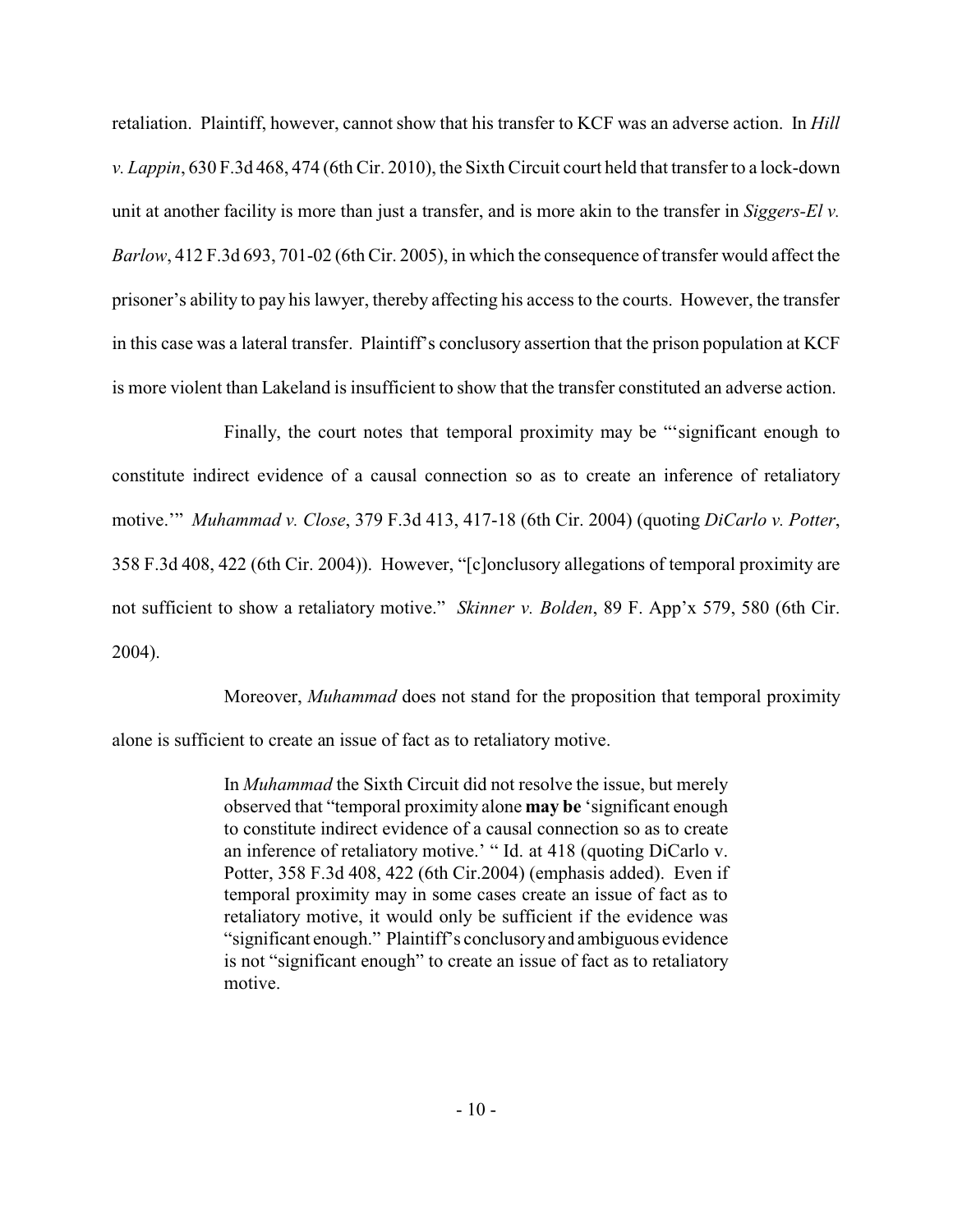retaliation. Plaintiff, however, cannot show that his transfer to KCF was an adverse action. In *Hill v. Lappin*, 630 F.3d 468, 474 (6th Cir. 2010), the Sixth Circuit court held that transfer to a lock-down unit at another facility is more than just a transfer, and is more akin to the transfer in *Siggers-El v. Barlow*, 412 F.3d 693, 701-02 (6th Cir. 2005), in which the consequence of transfer would affect the prisoner's ability to pay his lawyer, thereby affecting his access to the courts. However, the transfer in this case was a lateral transfer. Plaintiff's conclusory assertion that the prison population at KCF is more violent than Lakeland is insufficient to show that the transfer constituted an adverse action.

Finally, the court notes that temporal proximity may be "'significant enough to constitute indirect evidence of a causal connection so as to create an inference of retaliatory motive.'" *Muhammad v. Close*, 379 F.3d 413, 417-18 (6th Cir. 2004) (quoting *DiCarlo v. Potter*, 358 F.3d 408, 422 (6th Cir. 2004)). However, "[c]onclusory allegations of temporal proximity are not sufficient to show a retaliatory motive." *Skinner v. Bolden*, 89 F. App'x 579, 580 (6th Cir. 2004).

Moreover, *Muhammad* does not stand for the proposition that temporal proximity alone is sufficient to create an issue of fact as to retaliatory motive.

> In *Muhammad* the Sixth Circuit did not resolve the issue, but merely observed that "temporal proximity alone **may be** 'significant enough to constitute indirect evidence of a causal connection so as to create an inference of retaliatory motive.' " Id. at 418 (quoting DiCarlo v. Potter, 358 F.3d 408, 422 (6th Cir.2004) (emphasis added). Even if temporal proximity may in some cases create an issue of fact as to retaliatory motive, it would only be sufficient if the evidence was "significant enough." Plaintiff's conclusory and ambiguous evidence is not "significant enough" to create an issue of fact as to retaliatory motive.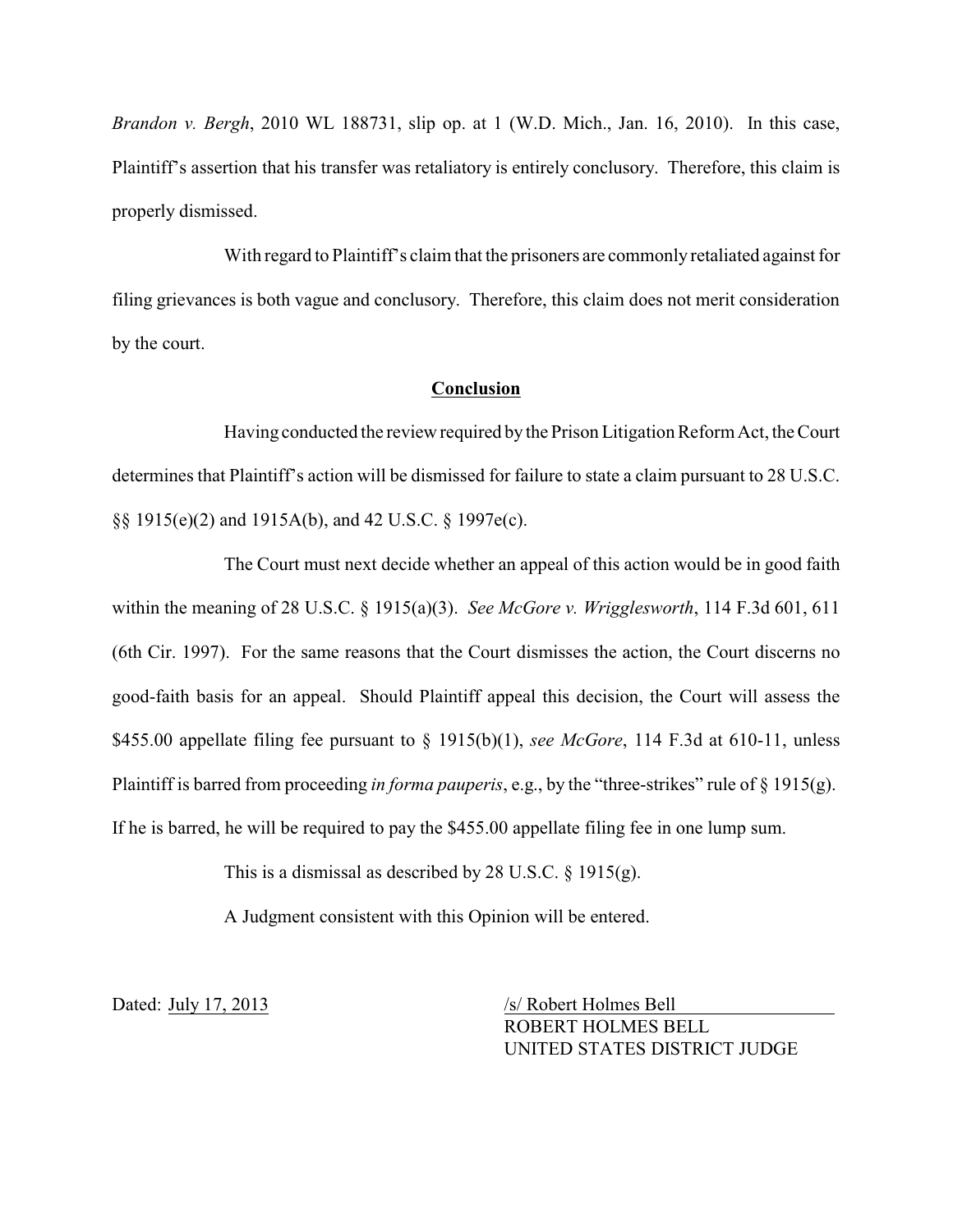*Brandon v. Bergh*, 2010 WL 188731, slip op. at 1 (W.D. Mich., Jan. 16, 2010). In this case, Plaintiff's assertion that his transfer was retaliatory is entirely conclusory. Therefore, this claim is properly dismissed.

With regard to Plaintiff's claim that the prisoners are commonly retaliated against for filing grievances is both vague and conclusory. Therefore, this claim does not merit consideration by the court.

## Conclusion

Having conducted the review required by the Prison Litigation Reform Act, the Court determines that Plaintiff's action will be dismissed for failure to state a claim pursuant to 28 U.S.C. §§ 1915(e)(2) and 1915A(b), and 42 U.S.C. § 1997e(c).

The Court must next decide whether an appeal of this action would be in good faith within the meaning of 28 U.S.C. § 1915(a)(3). *See McGore v. Wrigglesworth*, 114 F.3d 601, 611 (6th Cir. 1997). For the same reasons that the Court dismisses the action, the Court discerns no good-faith basis for an appeal. Should Plaintiff appeal this decision, the Court will assess the $455.00 appellate filing fee pursuant to § 1915(b)(1), *see McGore*, 114 F.3d at 610-11, unless Plaintiff is barred from proceeding *in forma pauperis*, e.g., by the "three-strikes" rule of § 1915(g). If he is barred, he will be required to pay the $455.00 appellate filing fee in one lump sum.

This is a dismissal as described by 28 U.S.C. § 1915(g).

A Judgment consistent with this Opinion will be entered.

Dated: July 17, 2013

/s/ Robert Holmes Bell
ROBERT HOLMES BELL
UNITED STATES DISTRICT JUDGE